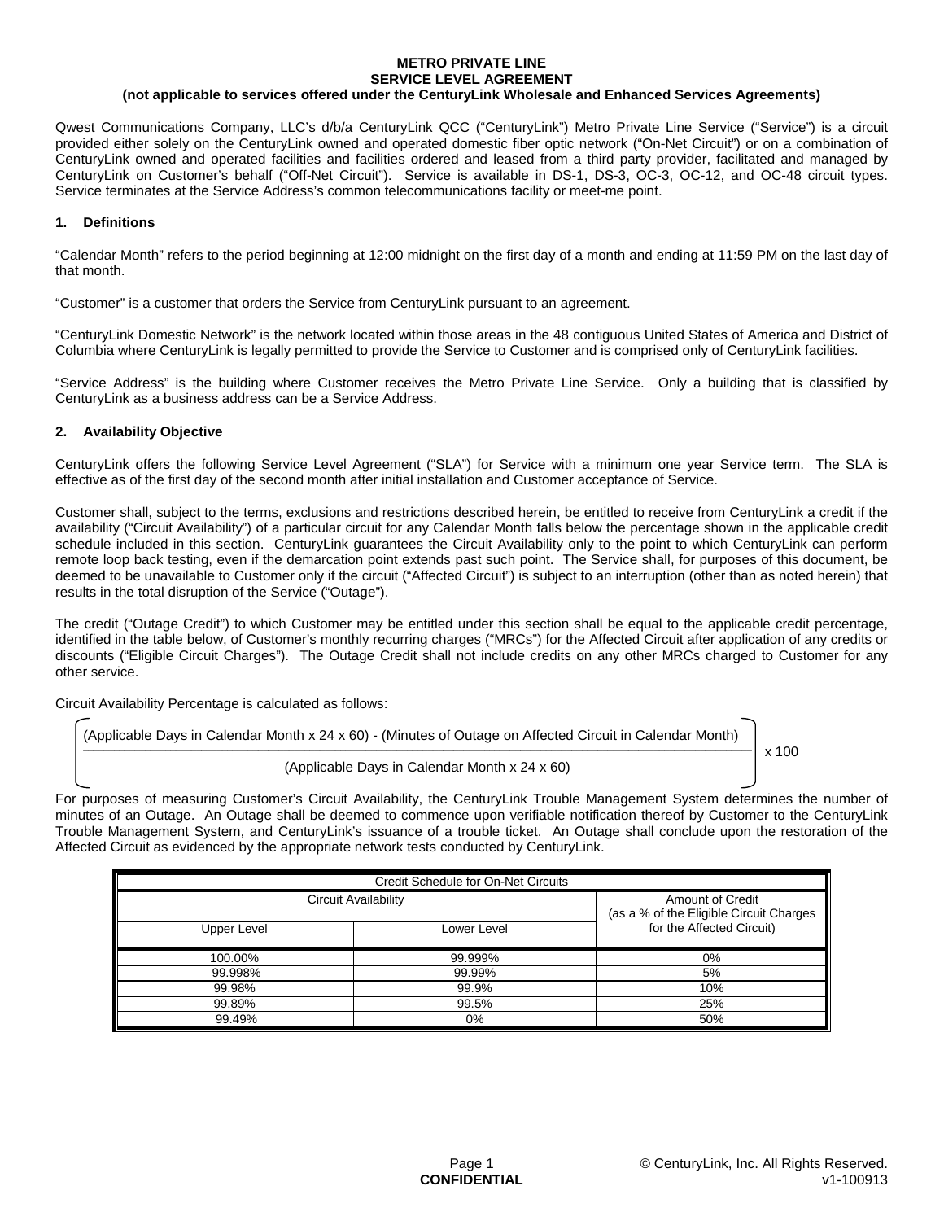# METRO PRIVATE LINE
## SERVICE LEVEL AGREEMENT
### (not applicable to services offered under the CenturyLink Wholesale and Enhanced Services Agreements)

Qwest Communications Company, LLC's d/b/a CenturyLink QCC ("CenturyLink") Metro Private Line Service ("Service") is a circuit provided either solely on the CenturyLink owned and operated domestic fiber optic network ("On-Net Circuit") or on a combination of CenturyLink owned and operated facilities and facilities ordered and leased from a third party provider, facilitated and managed by CenturyLink on Customer's behalf ("Off-Net Circuit"). Service is available in DS-1, DS-3, OC-3, OC-12, and OC-48 circuit types. Service terminates at the Service Address's common telecommunications facility or meet-me point.

## 1. Definitions

"Calendar Month" refers to the period beginning at 12:00 midnight on the first day of a month and ending at 11:59 PM on the last day of that month.

"Customer" is a customer that orders the Service from CenturyLink pursuant to an agreement.

"CenturyLink Domestic Network" is the network located within those areas in the 48 contiguous United States of America and District of Columbia where CenturyLink is legally permitted to provide the Service to Customer and is comprised only of CenturyLink facilities.

"Service Address" is the building where Customer receives the Metro Private Line Service. Only a building that is classified by CenturyLink as a business address can be a Service Address.

## 2. Availability Objective

CenturyLink offers the following Service Level Agreement ("SLA") for Service with a minimum one year Service term. The SLA is effective as of the first day of the second month after initial installation and Customer acceptance of Service.

Customer shall, subject to the terms, exclusions and restrictions described herein, be entitled to receive from CenturyLink a credit if the availability ("Circuit Availability") of a particular circuit for any Calendar Month falls below the percentage shown in the applicable credit schedule included in this section. CenturyLink guarantees the Circuit Availability only to the point to which CenturyLink can perform remote loop back testing, even if the demarcation point extends past such point. The Service shall, for purposes of this document, be deemed to be unavailable to Customer only if the circuit ("Affected Circuit") is subject to an interruption (other than as noted herein) that results in the total disruption of the Service ("Outage").

The credit ("Outage Credit") to which Customer may be entitled under this section shall be equal to the applicable credit percentage, identified in the table below, of Customer's monthly recurring charges ("MRCs") for the Affected Circuit after application of any credits or discounts ("Eligible Circuit Charges"). The Outage Credit shall not include credits on any other MRCs charged to Customer for any other service.

Circuit Availability Percentage is calculated as follows:

$$\left[\frac{(\text{Applicable Days in Calendar Month} \times 24 \times 60) - (\text{Minutes of Outage on Affected Circuit in Calendar Month})}{(\text{Applicable Days in Calendar Month} \times 24 \times 60)}\right] \times 100$$

For purposes of measuring Customer's Circuit Availability, the CenturyLink Trouble Management System determines the number of minutes of an Outage. An Outage shall be deemed to commence upon verifiable notification thereof by Customer to the CenturyLink Trouble Management System, and CenturyLink's issuance of a trouble ticket. An Outage shall conclude upon the restoration of the Affected Circuit as evidenced by the appropriate network tests conducted by CenturyLink.

| Credit Schedule for On-Net Circuits | | |
|---|---|---|
| Circuit Availability | | Amount of Credit (as a % of the Eligible Circuit Charges for the Affected Circuit) |
| Upper Level | Lower Level | |
| 100.00% | 99.999% | 0% |
| 99.998% | 99.99% | 5% |
| 99.98% | 99.9% | 10% |
| 99.89% | 99.5% | 25% |
| 99.49% | 0% | 50% |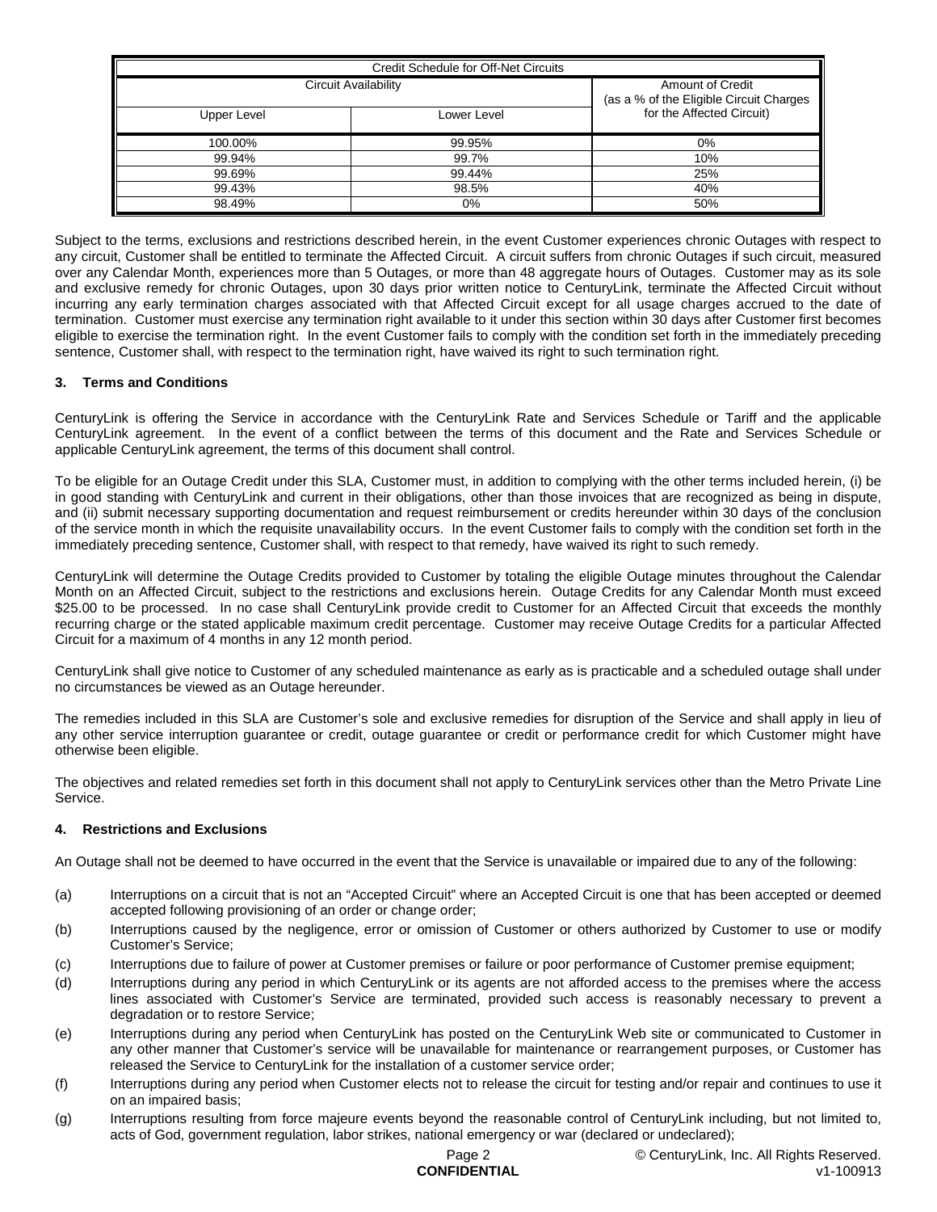| Credit Schedule for Off-Net Circuits | | |
|---|---|---|
| Circuit Availability | | Amount of Credit (as a % of the Eligible Circuit Charges for the Affected Circuit) |
| Upper Level | Lower Level | |
| 100.00% | 99.95% | 0% |
| 99.94% | 99.7% | 10% |
| 99.69% | 99.44% | 25% |
| 99.43% | 98.5% | 40% |
| 98.49% | 0% | 50% |

Subject to the terms, exclusions and restrictions described herein, in the event Customer experiences chronic Outages with respect to any circuit, Customer shall be entitled to terminate the Affected Circuit. A circuit suffers from chronic Outages if such circuit, measured over any Calendar Month, experiences more than 5 Outages, or more than 48 aggregate hours of Outages. Customer may as its sole and exclusive remedy for chronic Outages, upon 30 days prior written notice to CenturyLink, terminate the Affected Circuit without incurring any early termination charges associated with that Affected Circuit except for all usage charges accrued to the date of termination. Customer must exercise any termination right available to it under this section within 30 days after Customer first becomes eligible to exercise the termination right. In the event Customer fails to comply with the condition set forth in the immediately preceding sentence, Customer shall, with respect to the termination right, have waived its right to such termination right.

### 3. Terms and Conditions

CenturyLink is offering the Service in accordance with the CenturyLink Rate and Services Schedule or Tariff and the applicable CenturyLink agreement. In the event of a conflict between the terms of this document and the Rate and Services Schedule or applicable CenturyLink agreement, the terms of this document shall control.

To be eligible for an Outage Credit under this SLA, Customer must, in addition to complying with the other terms included herein, (i) be in good standing with CenturyLink and current in their obligations, other than those invoices that are recognized as being in dispute, and (ii) submit necessary supporting documentation and request reimbursement or credits hereunder within 30 days of the conclusion of the service month in which the requisite unavailability occurs. In the event Customer fails to comply with the condition set forth in the immediately preceding sentence, Customer shall, with respect to that remedy, have waived its right to such remedy.

CenturyLink will determine the Outage Credits provided to Customer by totaling the eligible Outage minutes throughout the Calendar Month on an Affected Circuit, subject to the restrictions and exclusions herein. Outage Credits for any Calendar Month must exceed $25.00 to be processed. In no case shall CenturyLink provide credit to Customer for an Affected Circuit that exceeds the monthly recurring charge or the stated applicable maximum credit percentage. Customer may receive Outage Credits for a particular Affected Circuit for a maximum of 4 months in any 12 month period.

CenturyLink shall give notice to Customer of any scheduled maintenance as early as is practicable and a scheduled outage shall under no circumstances be viewed as an Outage hereunder.

The remedies included in this SLA are Customer's sole and exclusive remedies for disruption of the Service and shall apply in lieu of any other service interruption guarantee or credit, outage guarantee or credit or performance credit for which Customer might have otherwise been eligible.

The objectives and related remedies set forth in this document shall not apply to CenturyLink services other than the Metro Private Line Service.

### 4. Restrictions and Exclusions

An Outage shall not be deemed to have occurred in the event that the Service is unavailable or impaired due to any of the following:

(a) Interruptions on a circuit that is not an "Accepted Circuit" where an Accepted Circuit is one that has been accepted or deemed accepted following provisioning of an order or change order;

(b) Interruptions caused by the negligence, error or omission of Customer or others authorized by Customer to use or modify Customer's Service;

(c) Interruptions due to failure of power at Customer premises or failure or poor performance of Customer premise equipment;

(d) Interruptions during any period in which CenturyLink or its agents are not afforded access to the premises where the access lines associated with Customer's Service are terminated, provided such access is reasonably necessary to prevent a degradation or to restore Service;

(e) Interruptions during any period when CenturyLink has posted on the CenturyLink Web site or communicated to Customer in any other manner that Customer's service will be unavailable for maintenance or rearrangement purposes, or Customer has released the Service to CenturyLink for the installation of a customer service order;

(f) Interruptions during any period when Customer elects not to release the circuit for testing and/or repair and continues to use it on an impaired basis;

(g) Interruptions resulting from force majeure events beyond the reasonable control of CenturyLink including, but not limited to, acts of God, government regulation, labor strikes, national emergency or war (declared or undeclared);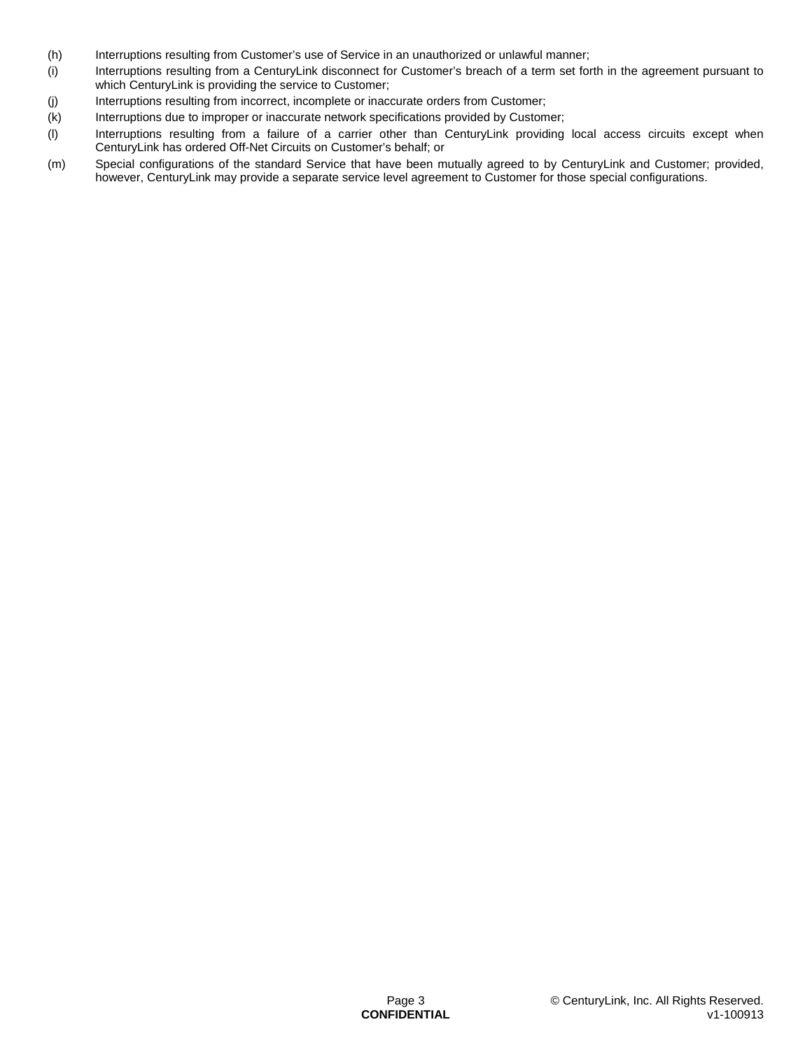(h) Interruptions resulting from Customer's use of Service in an unauthorized or unlawful manner;

(i) Interruptions resulting from a CenturyLink disconnect for Customer's breach of a term set forth in the agreement pursuant to which CenturyLink is providing the service to Customer;

(j) Interruptions resulting from incorrect, incomplete or inaccurate orders from Customer;

(k) Interruptions due to improper or inaccurate network specifications provided by Customer;

(l) Interruptions resulting from a failure of a carrier other than CenturyLink providing local access circuits except when CenturyLink has ordered Off-Net Circuits on Customer's behalf; or

(m) Special configurations of the standard Service that have been mutually agreed to by CenturyLink and Customer; provided, however, CenturyLink may provide a separate service level agreement to Customer for those special configurations.